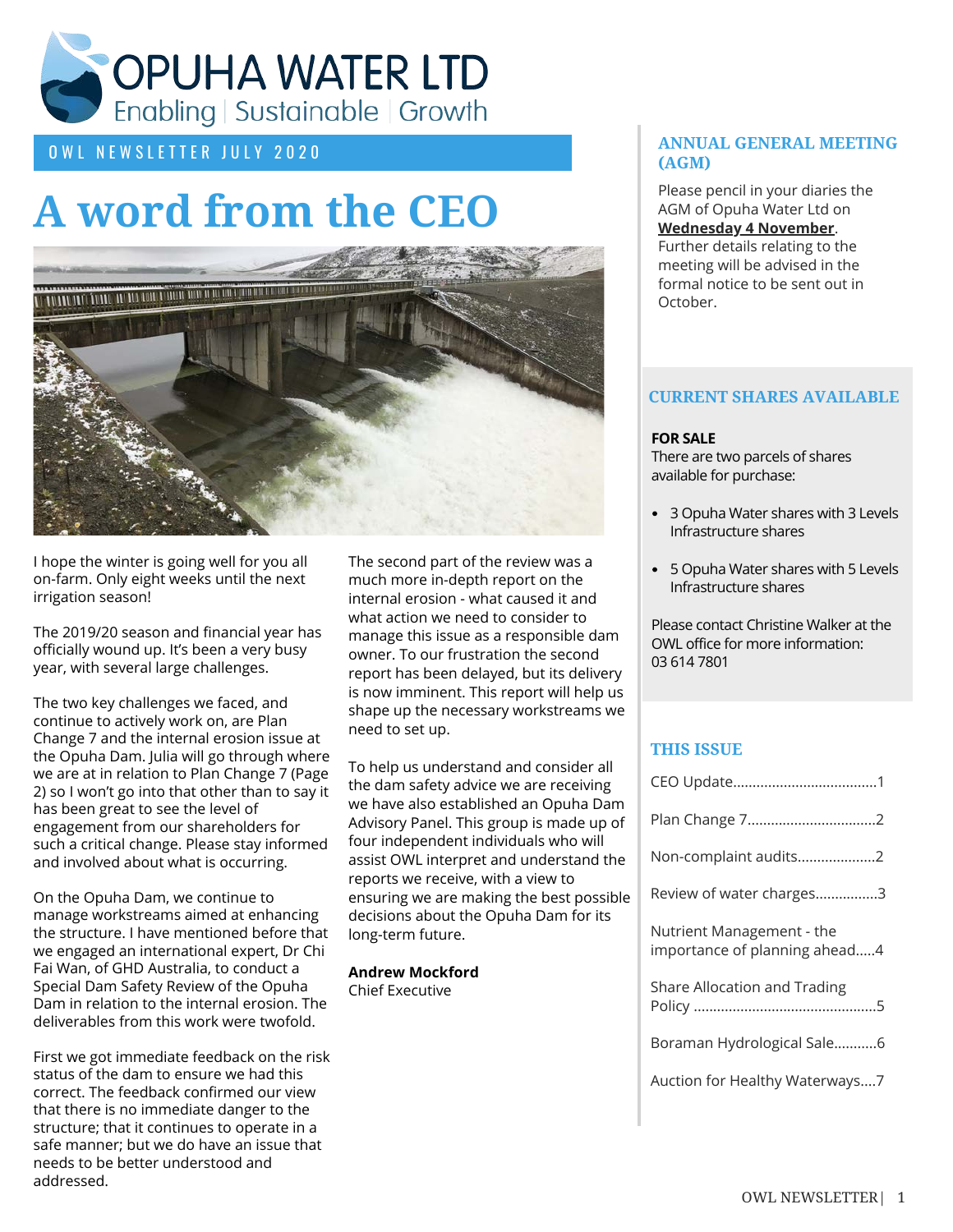# OPUHA WATER LTD

Enabling | Sustainable | Growth

OWL NEWSLETTER JULY 2020

# A word from the CEO

I hope the winter is going well for you all on-farm. Only eight weeks until the next irrigation season!

The 2019/20 season and financial year has officially wound up. It's been a very busy year, with several large challenges.

The two key challenges we faced, and continue to actively work on, are Plan Change 7 and the internal erosion issue at the Opuha Dam. Julia will go through where we are at in relation to Plan Change 7 (Page 2) so I won't go into that other than to say it has been great to see the level of engagement from our shareholders for such a critical change. Please stay informed and involved about what is occurring.

On the Opuha Dam, we continue to manage workstreams aimed at enhancing the structure. I have mentioned before that we engaged an international expert, Dr Chi Fai Wan, of GHD Australia, to conduct a Special Dam Safety Review of the Opuha Dam in relation to the internal erosion. The deliverables from this work were twofold.

First we got immediate feedback on the risk status of the dam to ensure we had this correct. The feedback confirmed our view that there is no immediate danger to the structure; that it continues to operate in a safe manner; but we do have an issue that needs to be better understood and addressed.

The second part of the review was a much more in-depth report on the internal erosion - what caused it and what action we need to consider to manage this issue as a responsible dam owner. To our frustration the second report has been delayed, but its delivery is now imminent. This report will help us shape up the necessary workstreams we need to set up.

To help us understand and consider all the dam safety advice we are receiving we have also established an Opuha Dam Advisory Panel. This group is made up of four independent individuals who will assist OWL interpret and understand the reports we receive, with a view to ensuring we are making the best possible decisions about the Opuha Dam for its long-term future.

**Andrew Mockford**
Chief Executive

## ANNUAL GENERAL MEETING (AGM)

Please pencil in your diaries the AGM of Opuha Water Ltd on **Wednesday 4 November**. Further details relating to the meeting will be advised in the formal notice to be sent out in October.

## CURRENT SHARES AVAILABLE

**FOR SALE**
There are two parcels of shares available for purchase:

- 3 Opuha Water shares with 3 Levels Infrastructure shares
- 5 Opuha Water shares with 5 Levels Infrastructure shares

Please contact Christine Walker at the OWL office for more information: 03 614 7801

## THIS ISSUE

CEO Update....................................1

Plan Change 7.................................2

Non-complaint audits....................2

Review of water charges................3

Nutrient Management - the importance of planning ahead.....4

Share Allocation and Trading Policy ...............................................5

Boraman Hydrological Sale...........6

Auction for Healthy Waterways....7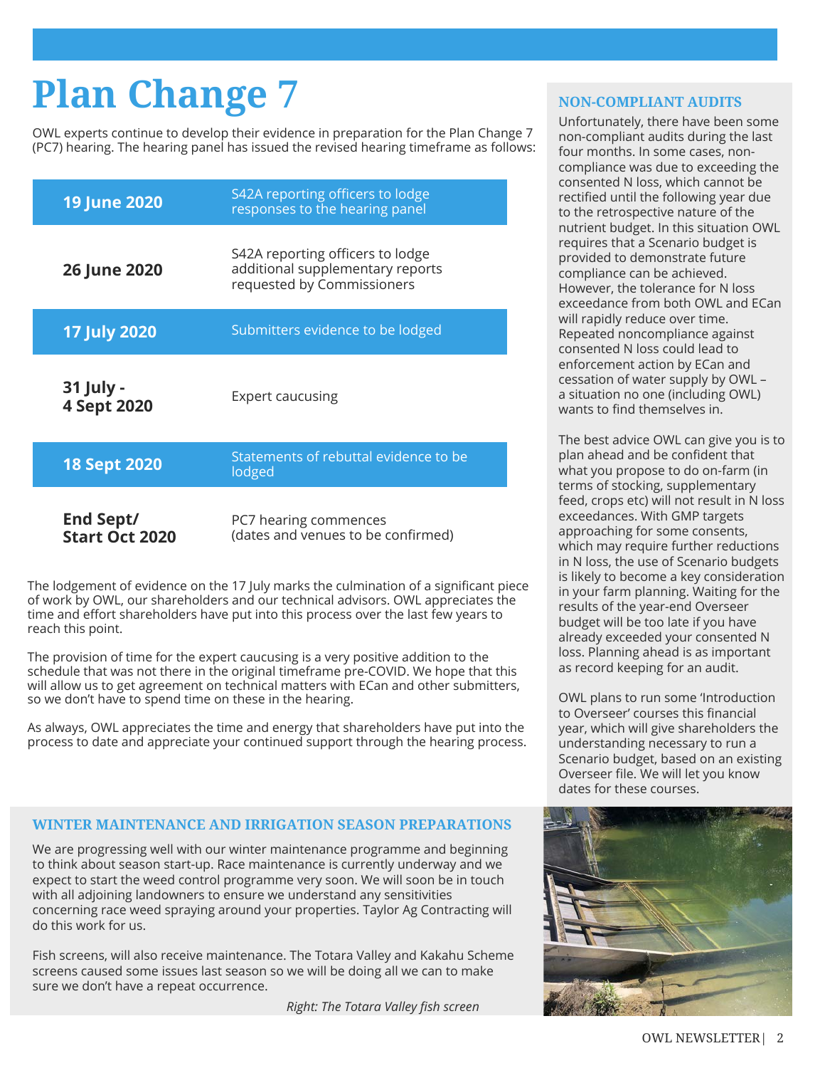# Plan Change 7

OWL experts continue to develop their evidence in preparation for the Plan Change 7 (PC7) hearing. The hearing panel has issued the revised hearing timeframe as follows:

| Date | Activity |
|---|---|
| **19 June 2020** | S42A reporting officers to lodge responses to the hearing panel |
| **26 June 2020** | S42A reporting officers to lodge additional supplementary reports requested by Commissioners |
| **17 July 2020** | Submitters evidence to be lodged |
| **31 July - 4 Sept 2020** | Expert caucusing |
| **18 Sept 2020** | Statements of rebuttal evidence to be lodged |
| **End Sept/ Start Oct 2020** | PC7 hearing commences (dates and venues to be confirmed) |

The lodgement of evidence on the 17 July marks the culmination of a significant piece of work by OWL, our shareholders and our technical advisors. OWL appreciates the time and effort shareholders have put into this process over the last few years to reach this point.

The provision of time for the expert caucusing is a very positive addition to the schedule that was not there in the original timeframe pre-COVID. We hope that this will allow us to get agreement on technical matters with ECan and other submitters, so we don't have to spend time on these in the hearing.

As always, OWL appreciates the time and energy that shareholders have put into the process to date and appreciate your continued support through the hearing process.

## WINTER MAINTENANCE AND IRRIGATION SEASON PREPARATIONS

We are progressing well with our winter maintenance programme and beginning to think about season start-up. Race maintenance is currently underway and we expect to start the weed control programme very soon. We will soon be in touch with all adjoining landowners to ensure we understand any sensitivities concerning race weed spraying around your properties. Taylor Ag Contracting will do this work for us.

Fish screens, will also receive maintenance. The Totara Valley and Kakahu Scheme screens caused some issues last season so we will be doing all we can to make sure we don't have a repeat occurrence.

*Right: The Totara Valley fish screen*

## NON-COMPLIANT AUDITS

Unfortunately, there have been some non-compliant audits during the last four months. In some cases, non-compliance was due to exceeding the consented N loss, which cannot be rectified until the following year due to the retrospective nature of the nutrient budget. In this situation OWL requires that a Scenario budget is provided to demonstrate future compliance can be achieved. However, the tolerance for N loss exceedance from both OWL and ECan will rapidly reduce over time. Repeated noncompliance against consented N loss could lead to enforcement action by ECan and cessation of water supply by OWL – a situation no one (including OWL) wants to find themselves in.

The best advice OWL can give you is to plan ahead and be confident that what you propose to do on-farm (in terms of stocking, supplementary feed, crops etc) will not result in N loss exceedances. With GMP targets approaching for some consents, which may require further reductions in N loss, the use of Scenario budgets is likely to become a key consideration in your farm planning. Waiting for the results of the year-end Overseer budget will be too late if you have already exceeded your consented N loss. Planning ahead is as important as record keeping for an audit.

OWL plans to run some 'Introduction to Overseer' courses this financial year, which will give shareholders the understanding necessary to run a Scenario budget, based on an existing Overseer file. We will let you know dates for these courses.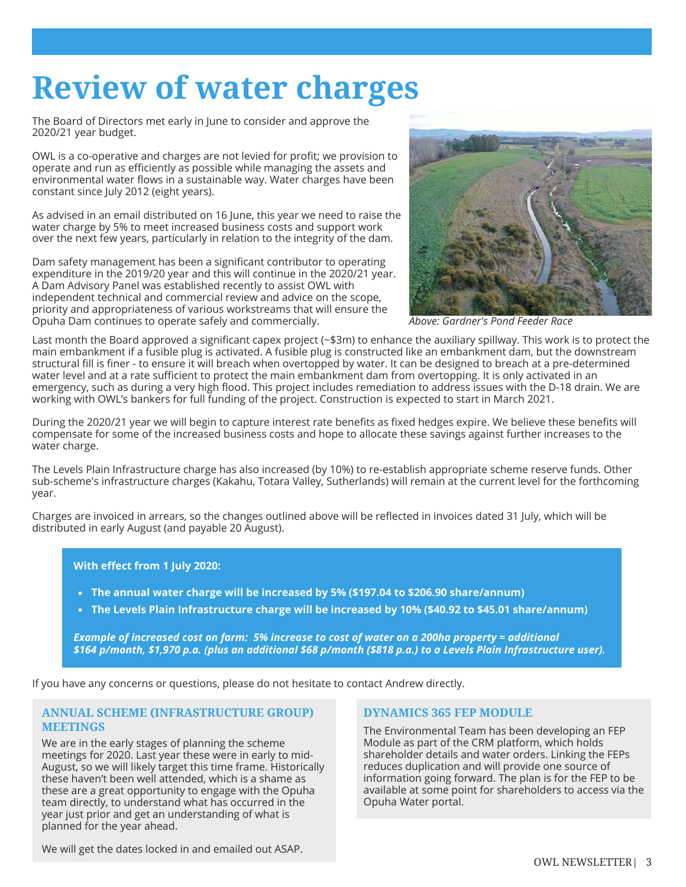# Review of water charges

The Board of Directors met early in June to consider and approve the 2020/21 year budget.

OWL is a co-operative and charges are not levied for profit; we provision to operate and run as efficiently as possible while managing the assets and environmental water flows in a sustainable way. Water charges have been constant since July 2012 (eight years).

As advised in an email distributed on 16 June, this year we need to raise the water charge by 5% to meet increased business costs and support work over the next few years, particularly in relation to the integrity of the dam.

Dam safety management has been a significant contributor to operating expenditure in the 2019/20 year and this will continue in the 2020/21 year. A Dam Advisory Panel was established recently to assist OWL with independent technical and commercial review and advice on the scope, priority and appropriateness of various workstreams that will ensure the Opuha Dam continues to operate safely and commercially.

*Above: Gardner's Pond Feeder Race*

Last month the Board approved a significant capex project (~$3m) to enhance the auxiliary spillway. This work is to protect the main embankment if a fusible plug is activated. A fusible plug is constructed like an embankment dam, but the downstream structural fill is finer - to ensure it will breach when overtopped by water. It can be designed to breach at a pre-determined water level and at a rate sufficient to protect the main embankment dam from overtopping. It is only activated in an emergency, such as during a very high flood. This project includes remediation to address issues with the D-18 drain. We are working with OWL's bankers for full funding of the project. Construction is expected to start in March 2021.

During the 2020/21 year we will begin to capture interest rate benefits as fixed hedges expire. We believe these benefits will compensate for some of the increased business costs and hope to allocate these savings against further increases to the water charge.

The Levels Plain Infrastructure charge has also increased (by 10%) to re-establish appropriate scheme reserve funds. Other sub-scheme's infrastructure charges (Kakahu, Totara Valley, Sutherlands) will remain at the current level for the forthcoming year.

Charges are invoiced in arrears, so the changes outlined above will be reflected in invoices dated 31 July, which will be distributed in early August (and payable 20 August).

**With effect from 1 July 2020:**

- **The annual water charge will be increased by 5% ($197.04 to $206.90 share/annum)**
- **The Levels Plain Infrastructure charge will be increased by 10% ($40.92 to $45.01 share/annum)**

***Example of increased cost on farm: 5% increase to cost of water on a 200ha property = additional $164 p/month, $1,970 p.a. (plus an additional $68 p/month ($818 p.a.) to a Levels Plain Infrastructure user).***

If you have any concerns or questions, please do not hesitate to contact Andrew directly.

## ANNUAL SCHEME (INFRASTRUCTURE GROUP) MEETINGS

We are in the early stages of planning the scheme meetings for 2020. Last year these were in early to mid-August, so we will likely target this time frame. Historically these haven't been well attended, which is a shame as these are a great opportunity to engage with the Opuha team directly, to understand what has occurred in the year just prior and get an understanding of what is planned for the year ahead.

We will get the dates locked in and emailed out ASAP.

## DYNAMICS 365 FEP MODULE

The Environmental Team has been developing an FEP Module as part of the CRM platform, which holds shareholder details and water orders. Linking the FEPs reduces duplication and will provide one source of information going forward. The plan is for the FEP to be available at some point for shareholders to access via the Opuha Water portal.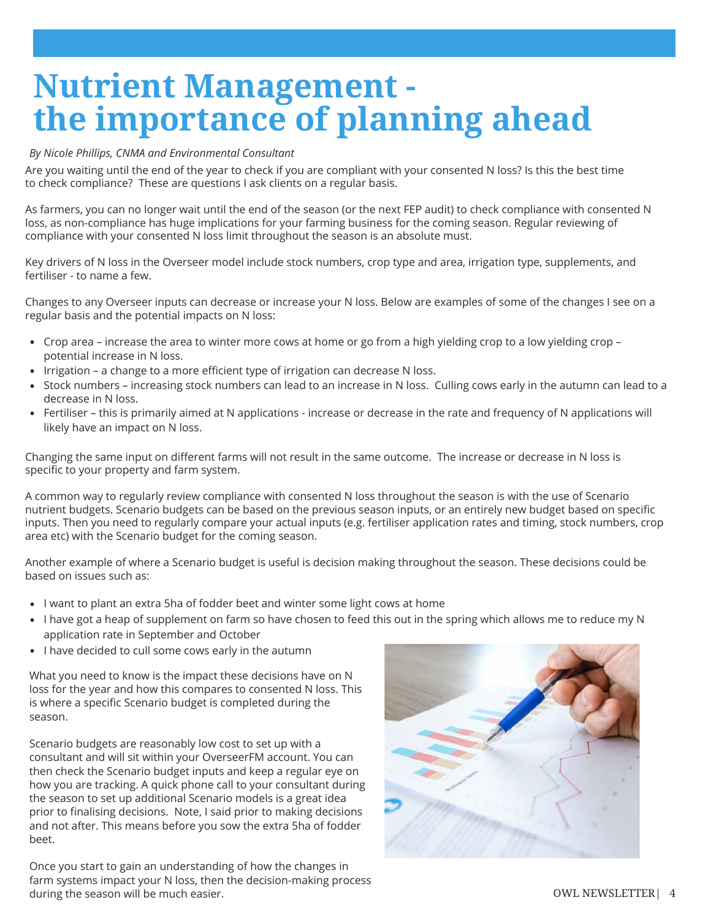# Nutrient Management - the importance of planning ahead

*By Nicole Phillips, CNMA and Environmental Consultant*

Are you waiting until the end of the year to check if you are compliant with your consented N loss? Is this the best time to check compliance? These are questions I ask clients on a regular basis.

As farmers, you can no longer wait until the end of the season (or the next FEP audit) to check compliance with consented N loss, as non-compliance has huge implications for your farming business for the coming season. Regular reviewing of compliance with your consented N loss limit throughout the season is an absolute must.

Key drivers of N loss in the Overseer model include stock numbers, crop type and area, irrigation type, supplements, and fertiliser - to name a few.

Changes to any Overseer inputs can decrease or increase your N loss. Below are examples of some of the changes I see on a regular basis and the potential impacts on N loss:

- Crop area – increase the area to winter more cows at home or go from a high yielding crop to a low yielding crop – potential increase in N loss.
- Irrigation – a change to a more efficient type of irrigation can decrease N loss.
- Stock numbers – increasing stock numbers can lead to an increase in N loss. Culling cows early in the autumn can lead to a decrease in N loss.
- Fertiliser – this is primarily aimed at N applications - increase or decrease in the rate and frequency of N applications will likely have an impact on N loss.

Changing the same input on different farms will not result in the same outcome. The increase or decrease in N loss is specific to your property and farm system.

A common way to regularly review compliance with consented N loss throughout the season is with the use of Scenario nutrient budgets. Scenario budgets can be based on the previous season inputs, or an entirely new budget based on specific inputs. Then you need to regularly compare your actual inputs (e.g. fertiliser application rates and timing, stock numbers, crop area etc) with the Scenario budget for the coming season.

Another example of where a Scenario budget is useful is decision making throughout the season. These decisions could be based on issues such as:

- I want to plant an extra 5ha of fodder beet and winter some light cows at home
- I have got a heap of supplement on farm so have chosen to feed this out in the spring which allows me to reduce my N application rate in September and October
- I have decided to cull some cows early in the autumn

What you need to know is the impact these decisions have on N loss for the year and how this compares to consented N loss. This is where a specific Scenario budget is completed during the season.

Scenario budgets are reasonably low cost to set up with a consultant and will sit within your OverseerFM account. You can then check the Scenario budget inputs and keep a regular eye on how you are tracking. A quick phone call to your consultant during the season to set up additional Scenario models is a great idea prior to finalising decisions. Note, I said prior to making decisions and not after. This means before you sow the extra 5ha of fodder beet.

Once you start to gain an understanding of how the changes in farm systems impact your N loss, then the decision-making process during the season will be much easier.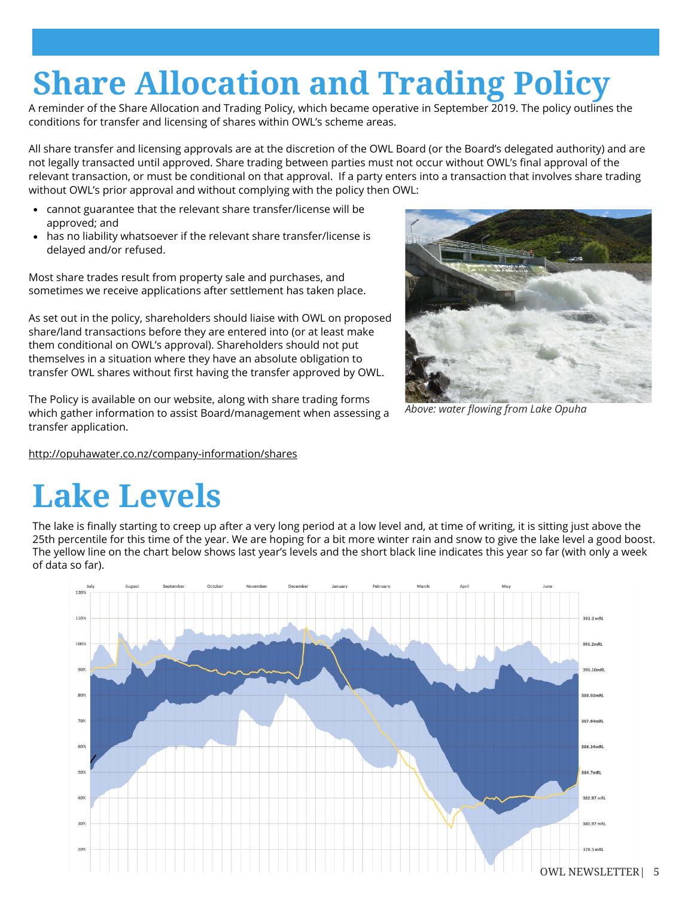# Share Allocation and Trading Policy

A reminder of the Share Allocation and Trading Policy, which became operative in September 2019. The policy outlines the conditions for transfer and licensing of shares within OWL's scheme areas.

All share transfer and licensing approvals are at the discretion of the OWL Board (or the Board's delegated authority) and are not legally transacted until approved. Share trading between parties must not occur without OWL's final approval of the relevant transaction, or must be conditional on that approval. If a party enters into a transaction that involves share trading without OWL's prior approval and without complying with the policy then OWL:

- cannot guarantee that the relevant share transfer/license will be approved; and
- has no liability whatsoever if the relevant share transfer/license is delayed and/or refused.

Most share trades result from property sale and purchases, and sometimes we receive applications after settlement has taken place.

As set out in the policy, shareholders should liaise with OWL on proposed share/land transactions before they are entered into (or at least make them conditional on OWL's approval). Shareholders should not put themselves in a situation where they have an absolute obligation to transfer OWL shares without first having the transfer approved by OWL.

The Policy is available on our website, along with share trading forms which gather information to assist Board/management when assessing a transfer application.

*Above: water flowing from Lake Opuha*

http://opuhawater.co.nz/company-information/shares

# Lake Levels

The lake is finally starting to creep up after a very long period at a low level and, at time of writing, it is sitting just above the 25th percentile for this time of the year. We are hoping for a bit more winter rain and snow to give the lake level a good boost. The yellow line on the chart below shows last year's levels and the short black line indicates this year so far (with only a week of data so far).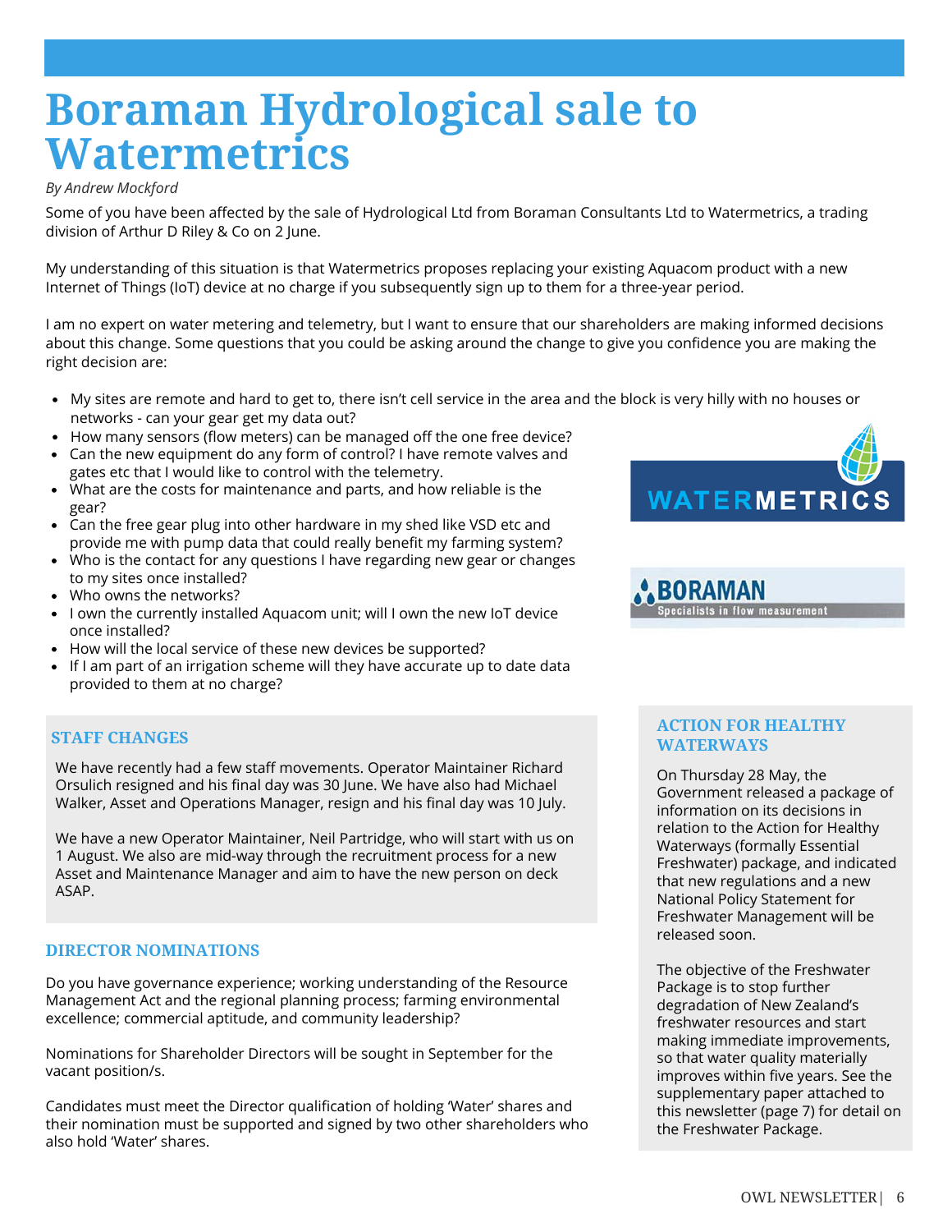# Boraman Hydrological sale to Watermetrics

*By Andrew Mockford*

Some of you have been affected by the sale of Hydrological Ltd from Boraman Consultants Ltd to Watermetrics, a trading division of Arthur D Riley & Co on 2 June.

My understanding of this situation is that Watermetrics proposes replacing your existing Aquacom product with a new Internet of Things (IoT) device at no charge if you subsequently sign up to them for a three-year period.

I am no expert on water metering and telemetry, but I want to ensure that our shareholders are making informed decisions about this change. Some questions that you could be asking around the change to give you confidence you are making the right decision are:

- My sites are remote and hard to get to, there isn't cell service in the area and the block is very hilly with no houses or networks - can your gear get my data out?
- How many sensors (flow meters) can be managed off the one free device?
- Can the new equipment do any form of control? I have remote valves and gates etc that I would like to control with the telemetry.
- What are the costs for maintenance and parts, and how reliable is the gear?
- Can the free gear plug into other hardware in my shed like VSD etc and provide me with pump data that could really benefit my farming system?
- Who is the contact for any questions I have regarding new gear or changes to my sites once installed?
- Who owns the networks?
- I own the currently installed Aquacom unit; will I own the new IoT device once installed?
- How will the local service of these new devices be supported?
- If I am part of an irrigation scheme will they have accurate up to date data provided to them at no charge?

WATERMETRICS

BORAMAN
Specialists in flow measurement

### STAFF CHANGES

We have recently had a few staff movements. Operator Maintainer Richard Orsulich resigned and his final day was 30 June. We have also had Michael Walker, Asset and Operations Manager, resign and his final day was 10 July.

We have a new Operator Maintainer, Neil Partridge, who will start with us on 1 August. We also are mid-way through the recruitment process for a new Asset and Maintenance Manager and aim to have the new person on deck ASAP.

### DIRECTOR NOMINATIONS

Do you have governance experience; working understanding of the Resource Management Act and the regional planning process; farming environmental excellence; commercial aptitude, and community leadership?

Nominations for Shareholder Directors will be sought in September for the vacant position/s.

Candidates must meet the Director qualification of holding 'Water' shares and their nomination must be supported and signed by two other shareholders who also hold 'Water' shares.

### ACTION FOR HEALTHY WATERWAYS

On Thursday 28 May, the Government released a package of information on its decisions in relation to the Action for Healthy Waterways (formally Essential Freshwater) package, and indicated that new regulations and a new National Policy Statement for Freshwater Management will be released soon.

The objective of the Freshwater Package is to stop further degradation of New Zealand's freshwater resources and start making immediate improvements, so that water quality materially improves within five years. See the supplementary paper attached to this newsletter (page 7) for detail on the Freshwater Package.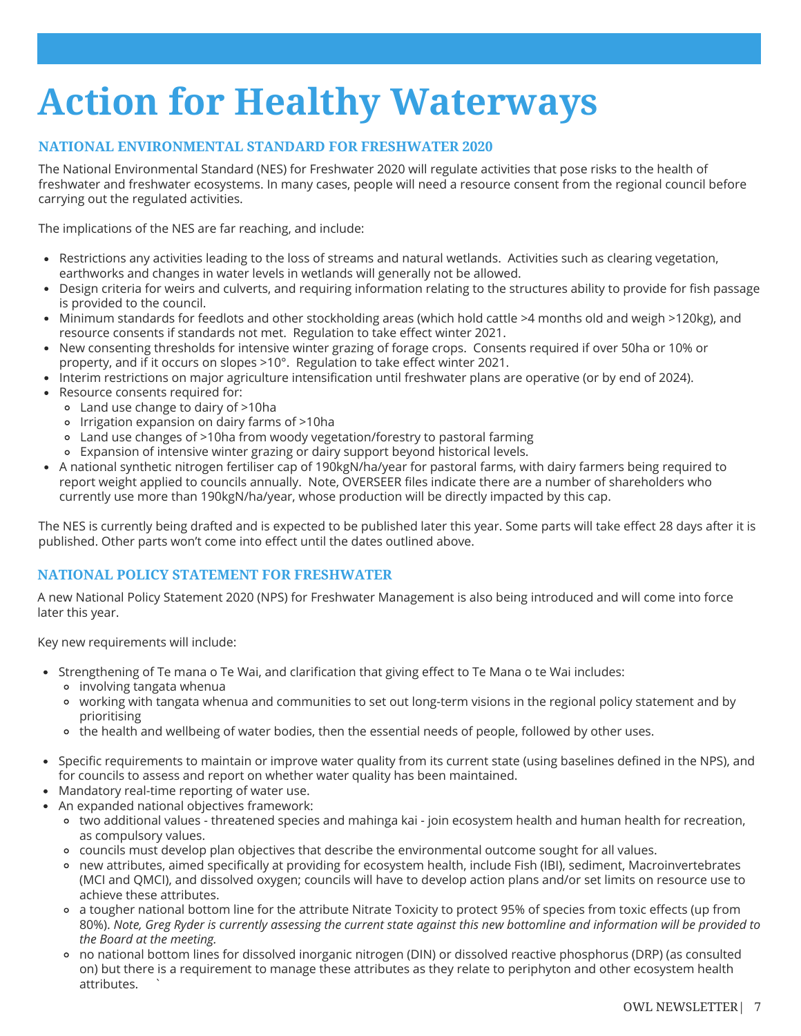# Action for Healthy Waterways

## NATIONAL ENVIRONMENTAL STANDARD FOR FRESHWATER 2020

The National Environmental Standard (NES) for Freshwater 2020 will regulate activities that pose risks to the health of freshwater and freshwater ecosystems. In many cases, people will need a resource consent from the regional council before carrying out the regulated activities.

The implications of the NES are far reaching, and include:

- Restrictions any activities leading to the loss of streams and natural wetlands. Activities such as clearing vegetation, earthworks and changes in water levels in wetlands will generally not be allowed.
- Design criteria for weirs and culverts, and requiring information relating to the structures ability to provide for fish passage is provided to the council.
- Minimum standards for feedlots and other stockholding areas (which hold cattle >4 months old and weigh >120kg), and resource consents if standards not met. Regulation to take effect winter 2021.
- New consenting thresholds for intensive winter grazing of forage crops. Consents required if over 50ha or 10% or property, and if it occurs on slopes >10°. Regulation to take effect winter 2021.
- Interim restrictions on major agriculture intensification until freshwater plans are operative (or by end of 2024).
- Resource consents required for:
  - Land use change to dairy of >10ha
  - Irrigation expansion on dairy farms of >10ha
  - Land use changes of >10ha from woody vegetation/forestry to pastoral farming
  - Expansion of intensive winter grazing or dairy support beyond historical levels.
- A national synthetic nitrogen fertiliser cap of 190kgN/ha/year for pastoral farms, with dairy farmers being required to report weight applied to councils annually. Note, OVERSEER files indicate there are a number of shareholders who currently use more than 190kgN/ha/year, whose production will be directly impacted by this cap.

The NES is currently being drafted and is expected to be published later this year. Some parts will take effect 28 days after it is published. Other parts won't come into effect until the dates outlined above.

## NATIONAL POLICY STATEMENT FOR FRESHWATER

A new National Policy Statement 2020 (NPS) for Freshwater Management is also being introduced and will come into force later this year.

Key new requirements will include:

- Strengthening of Te mana o Te Wai, and clarification that giving effect to Te Mana o te Wai includes:
  - involving tangata whenua
  - working with tangata whenua and communities to set out long-term visions in the regional policy statement and by prioritising
  - the health and wellbeing of water bodies, then the essential needs of people, followed by other uses.
- Specific requirements to maintain or improve water quality from its current state (using baselines defined in the NPS), and for councils to assess and report on whether water quality has been maintained.
- Mandatory real-time reporting of water use.
- An expanded national objectives framework:
  - two additional values - threatened species and mahinga kai - join ecosystem health and human health for recreation, as compulsory values.
  - councils must develop plan objectives that describe the environmental outcome sought for all values.
  - new attributes, aimed specifically at providing for ecosystem health, include Fish (IBI), sediment, Macroinvertebrates (MCI and QMCI), and dissolved oxygen; councils will have to develop action plans and/or set limits on resource use to achieve these attributes.
  - a tougher national bottom line for the attribute Nitrate Toxicity to protect 95% of species from toxic effects (up from 80%). *Note, Greg Ryder is currently assessing the current state against this new bottomline and information will be provided to the Board at the meeting.*
  - no national bottom lines for dissolved inorganic nitrogen (DIN) or dissolved reactive phosphorus (DRP) (as consulted on) but there is a requirement to manage these attributes as they relate to periphyton and other ecosystem health attributes.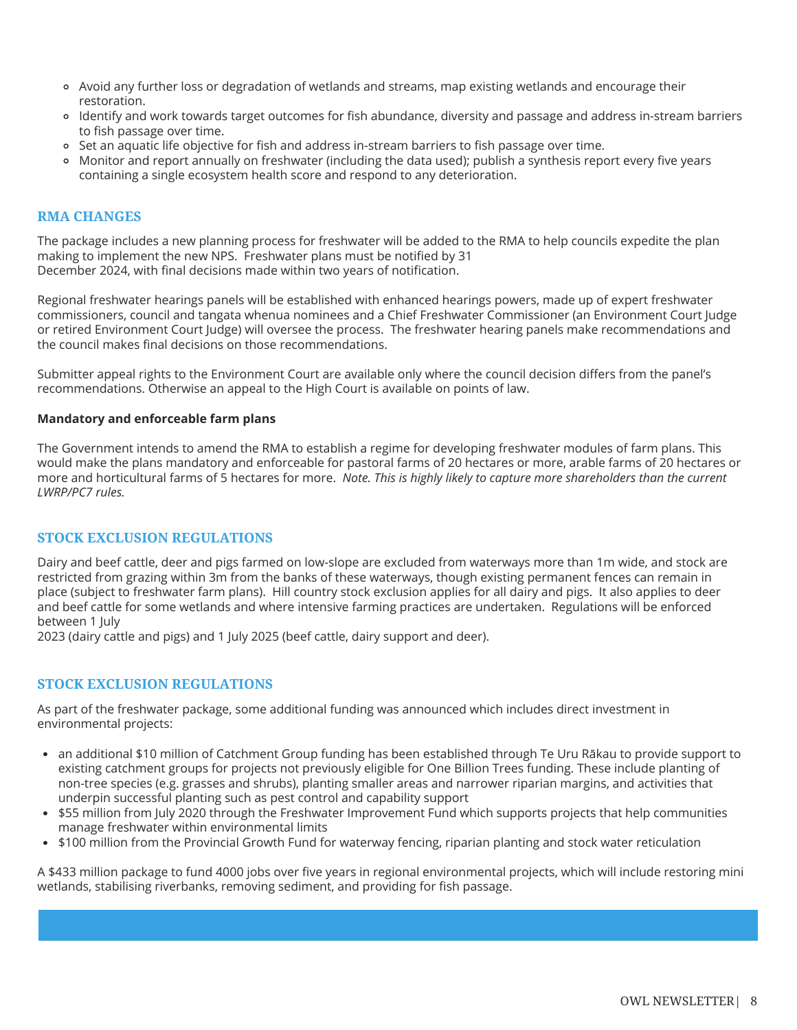- Avoid any further loss or degradation of wetlands and streams, map existing wetlands and encourage their restoration.
- Identify and work towards target outcomes for fish abundance, diversity and passage and address in-stream barriers to fish passage over time.
- Set an aquatic life objective for fish and address in-stream barriers to fish passage over time.
- Monitor and report annually on freshwater (including the data used); publish a synthesis report every five years containing a single ecosystem health score and respond to any deterioration.

## RMA CHANGES

The package includes a new planning process for freshwater will be added to the RMA to help councils expedite the plan making to implement the new NPS. Freshwater plans must be notified by 31 December 2024, with final decisions made within two years of notification.

Regional freshwater hearings panels will be established with enhanced hearings powers, made up of expert freshwater commissioners, council and tangata whenua nominees and a Chief Freshwater Commissioner (an Environment Court Judge or retired Environment Court Judge) will oversee the process. The freshwater hearing panels make recommendations and the council makes final decisions on those recommendations.

Submitter appeal rights to the Environment Court are available only where the council decision differs from the panel's recommendations. Otherwise an appeal to the High Court is available on points of law.

**Mandatory and enforceable farm plans**

The Government intends to amend the RMA to establish a regime for developing freshwater modules of farm plans. This would make the plans mandatory and enforceable for pastoral farms of 20 hectares or more, arable farms of 20 hectares or more and horticultural farms of 5 hectares for more. *Note. This is highly likely to capture more shareholders than the current LWRP/PC7 rules.*

## STOCK EXCLUSION REGULATIONS

Dairy and beef cattle, deer and pigs farmed on low-slope are excluded from waterways more than 1m wide, and stock are restricted from grazing within 3m from the banks of these waterways, though existing permanent fences can remain in place (subject to freshwater farm plans). Hill country stock exclusion applies for all dairy and pigs. It also applies to deer and beef cattle for some wetlands and where intensive farming practices are undertaken. Regulations will be enforced between 1 July 2023 (dairy cattle and pigs) and 1 July 2025 (beef cattle, dairy support and deer).

## STOCK EXCLUSION REGULATIONS

As part of the freshwater package, some additional funding was announced which includes direct investment in environmental projects:

- an additional $10 million of Catchment Group funding has been established through Te Uru Rākau to provide support to existing catchment groups for projects not previously eligible for One Billion Trees funding. These include planting of non-tree species (e.g. grasses and shrubs), planting smaller areas and narrower riparian margins, and activities that underpin successful planting such as pest control and capability support
- $55 million from July 2020 through the Freshwater Improvement Fund which supports projects that help communities manage freshwater within environmental limits
- $100 million from the Provincial Growth Fund for waterway fencing, riparian planting and stock water reticulation

A $433 million package to fund 4000 jobs over five years in regional environmental projects, which will include restoring mini wetlands, stabilising riverbanks, removing sediment, and providing for fish passage.